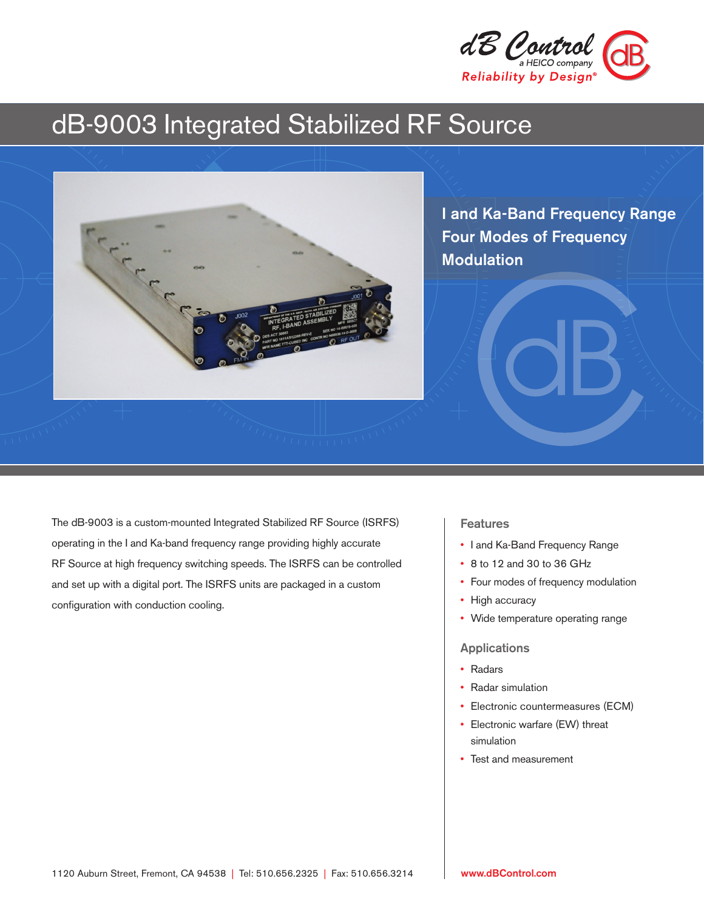dB Control
a HEICO company
Reliability by Design®

# dB-9003 Integrated Stabilized RF Source

**I and Ka-Band Frequency Range**
**Four Modes of Frequency Modulation**

The dB-9003 is a custom-mounted Integrated Stabilized RF Source (ISRFS) operating in the I and Ka-band frequency range providing highly accurate RF Source at high frequency switching speeds. The ISRFS can be controlled and set up with a digital port. The ISRFS units are packaged in a custom configuration with conduction cooling.

## Features

- I and Ka-Band Frequency Range
- 8 to 12 and 30 to 36 GHz
- Four modes of frequency modulation
- High accuracy
- Wide temperature operating range

## Applications

- Radars
- Radar simulation
- Electronic countermeasures (ECM)
- Electronic warfare (EW) threat simulation
- Test and measurement

1120 Auburn Street, Fremont, CA 94538 | Tel: 510.656.2325 | Fax: 510.656.3214

www.dBControl.com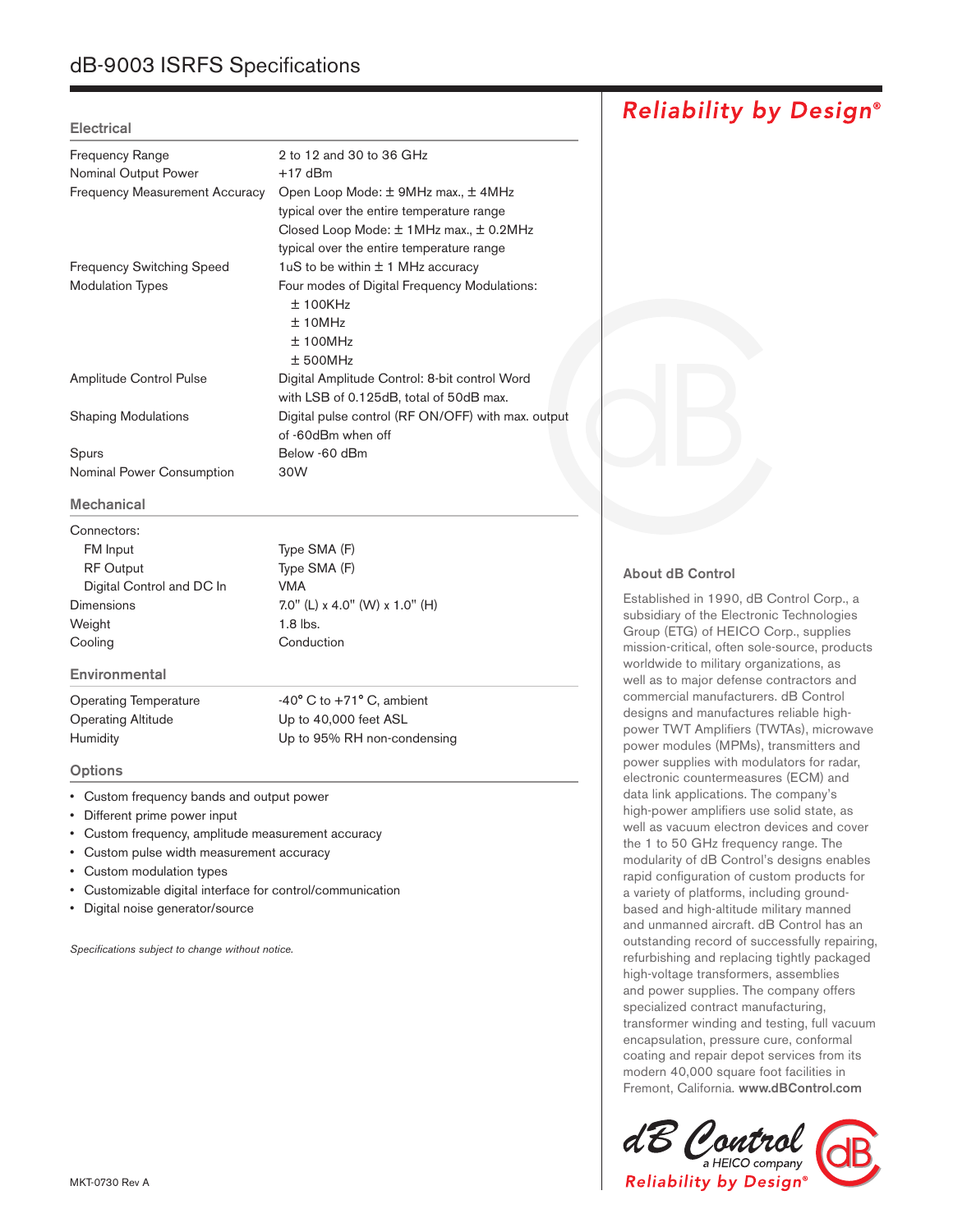# dB-9003 ISRFS Specifications

## Electrical

| | |
|---|---|
| Frequency Range | 2 to 12 and 30 to 36 GHz |
| Nominal Output Power | +17 dBm |
| Frequency Measurement Accuracy | Open Loop Mode: ± 9MHz max., ± 4MHz typical over the entire temperature range<br>Closed Loop Mode: ± 1MHz max., ± 0.2MHz typical over the entire temperature range |
| Frequency Switching Speed | 1uS to be within ± 1 MHz accuracy |
| Modulation Types | Four modes of Digital Frequency Modulations:<br>± 100KHz<br>± 10MHz<br>± 100MHz<br>± 500MHz |
| Amplitude Control Pulse | Digital Amplitude Control: 8-bit control Word with LSB of 0.125dB, total of 50dB max. |
| Shaping Modulations | Digital pulse control (RF ON/OFF) with max. output of -60dBm when off |
| Spurs | Below -60 dBm |
| Nominal Power Consumption | 30W |

## Mechanical

| | |
|---|---|
| Connectors: | |
| FM Input | Type SMA (F) |
| RF Output | Type SMA (F) |
| Digital Control and DC In | VMA |
| Dimensions | 7.0" (L) x 4.0" (W) x 1.0" (H) |
| Weight | 1.8 lbs. |
| Cooling | Conduction |

## Environmental

| | |
|---|---|
| Operating Temperature | -40° C to +71° C, ambient |
| Operating Altitude | Up to 40,000 feet ASL |
| Humidity | Up to 95% RH non-condensing |

## Options

- Custom frequency bands and output power
- Different prime power input
- Custom frequency, amplitude measurement accuracy
- Custom pulse width measurement accuracy
- Custom modulation types
- Customizable digital interface for control/communication
- Digital noise generator/source

*Specifications subject to change without notice.*

MKT-0730 Rev A

*Reliability by Design®*

### About dB Control

Established in 1990, dB Control Corp., a subsidiary of the Electronic Technologies Group (ETG) of HEICO Corp., supplies mission-critical, often sole-source, products worldwide to military organizations, as well as to major defense contractors and commercial manufacturers. dB Control designs and manufactures reliable high-power TWT Amplifiers (TWTAs), microwave power modules (MPMs), transmitters and power supplies with modulators for radar, electronic countermeasures (ECM) and data link applications. The company's high-power amplifiers use solid state, as well as vacuum electron devices and cover the 1 to 50 GHz frequency range. The modularity of dB Control's designs enables rapid configuration of custom products for a variety of platforms, including ground-based and high-altitude military manned and unmanned aircraft. dB Control has an outstanding record of successfully repairing, refurbishing and replacing tightly packaged high-voltage transformers, assemblies and power supplies. The company offers specialized contract manufacturing, transformer winding and testing, full vacuum encapsulation, pressure cure, conformal coating and repair depot services from its modern 40,000 square foot facilities in Fremont, California. **www.dBControl.com**

dB Control
a HEICO company
*Reliability by Design®*